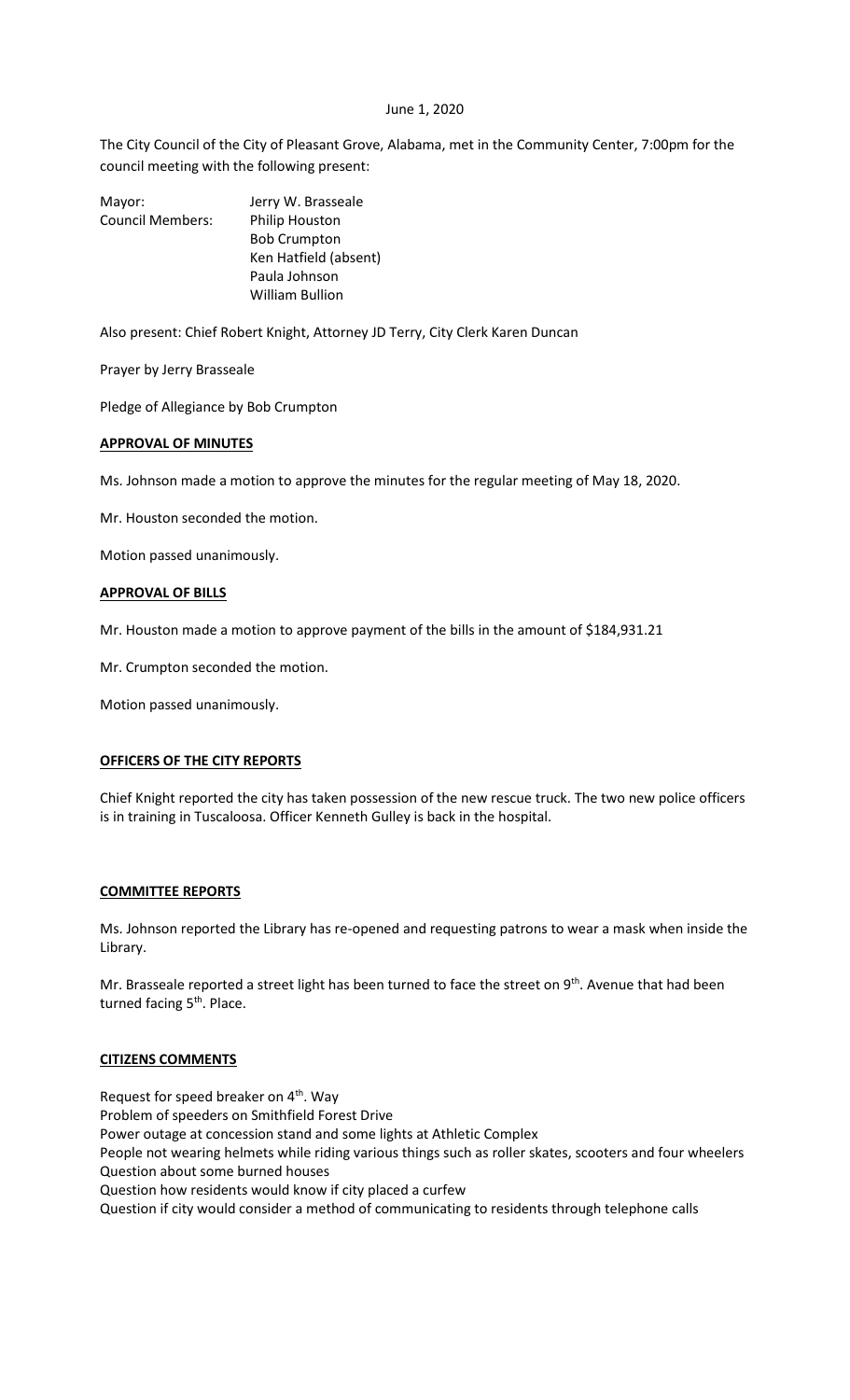June 1, 2020

The City Council of the City of Pleasant Grove, Alabama, met in the Community Center, 7:00pm for the council meeting with the following present:

| | |
|---|---|
| Mayor: | Jerry W. Brasseale |
| Council Members: | Philip Houston |
| | Bob Crumpton |
| | Ken Hatfield (absent) |
| | Paula Johnson |
| | William Bullion |

Also present: Chief Robert Knight, Attorney JD Terry, City Clerk Karen Duncan

Prayer by Jerry Brasseale

Pledge of Allegiance by Bob Crumpton

## APPROVAL OF MINUTES

Ms. Johnson made a motion to approve the minutes for the regular meeting of May 18, 2020.

Mr. Houston seconded the motion.

Motion passed unanimously.

## APPROVAL OF BILLS

Mr. Houston made a motion to approve payment of the bills in the amount of $184,931.21

Mr. Crumpton seconded the motion.

Motion passed unanimously.

## OFFICERS OF THE CITY REPORTS

Chief Knight reported the city has taken possession of the new rescue truck. The two new police officers is in training in Tuscaloosa. Officer Kenneth Gulley is back in the hospital.

## COMMITTEE REPORTS

Ms. Johnson reported the Library has re-opened and requesting patrons to wear a mask when inside the Library.

Mr. Brasseale reported a street light has been turned to face the street on 9th. Avenue that had been turned facing 5th. Place.

## CITIZENS COMMENTS

Request for speed breaker on 4th. Way
Problem of speeders on Smithfield Forest Drive
Power outage at concession stand and some lights at Athletic Complex
People not wearing helmets while riding various things such as roller skates, scooters and four wheelers
Question about some burned houses
Question how residents would know if city placed a curfew
Question if city would consider a method of communicating to residents through telephone calls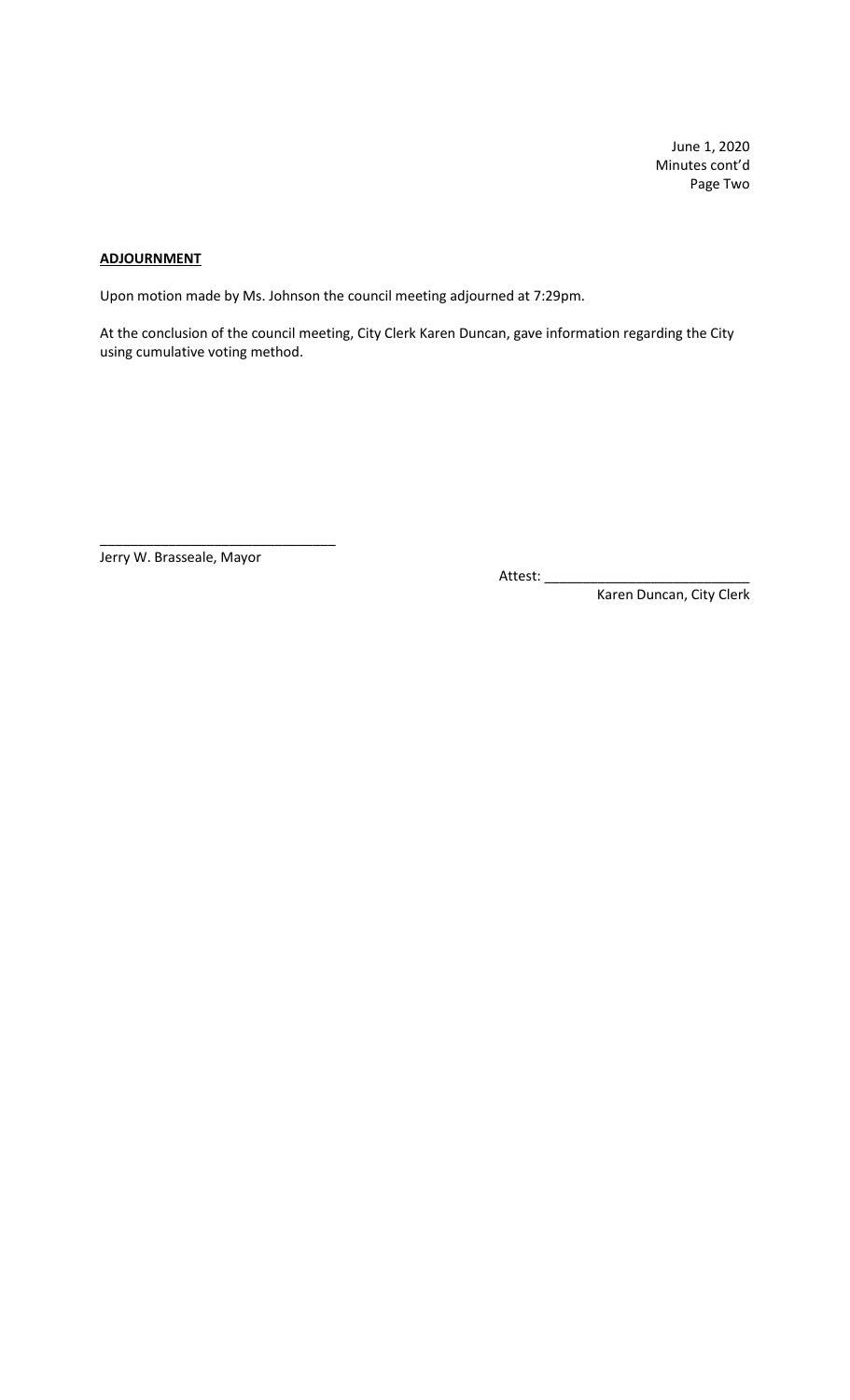June 1, 2020
Minutes cont'd
Page Two

**ADJOURNMENT**

Upon motion made by Ms. Johnson the council meeting adjourned at 7:29pm.

At the conclusion of the council meeting, City Clerk Karen Duncan, gave information regarding the City using cumulative voting method.

______________________________
Jerry W. Brasseale, Mayor

Attest: __________________________
Karen Duncan, City Clerk